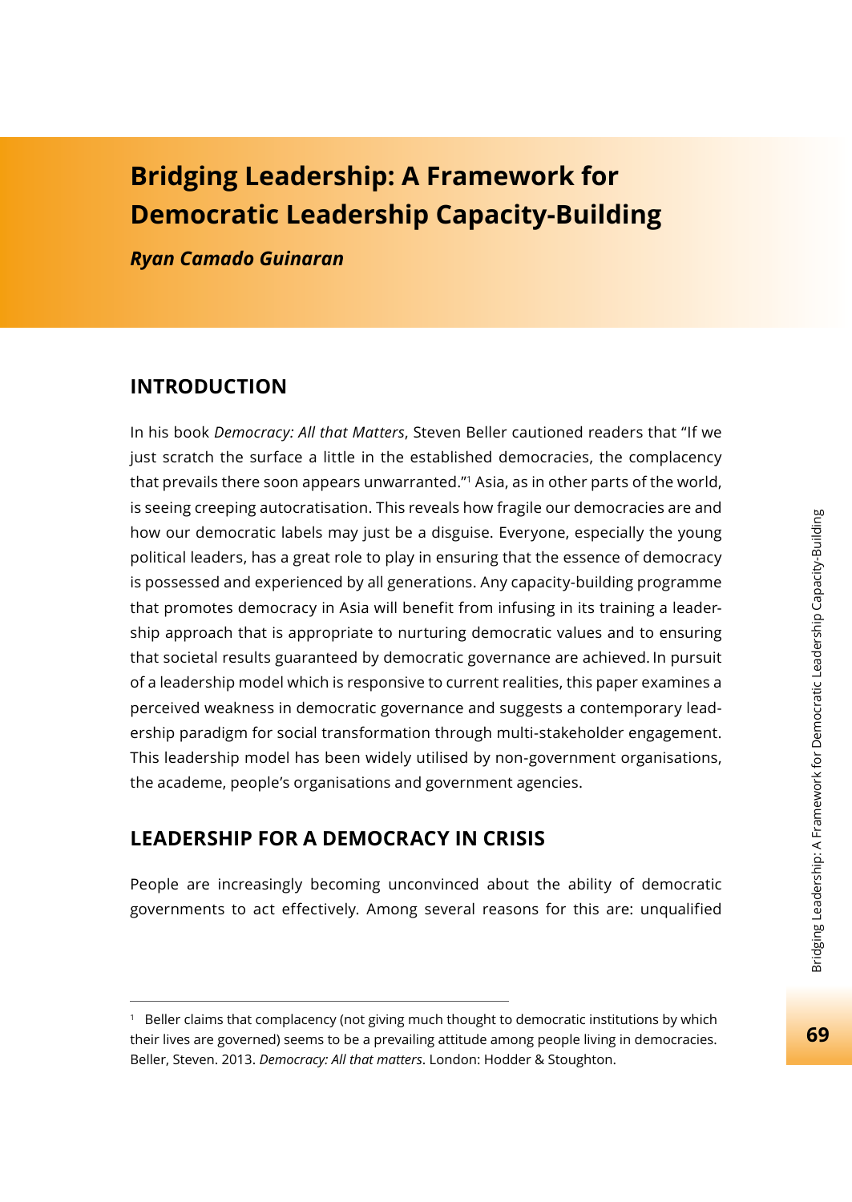# Bridging Leadership: A Framework for Democratic Leadership Capacity-Building

***Ryan Camado Guinaran***

## INTRODUCTION

In his book *Democracy: All that Matters*, Steven Beller cautioned readers that "If we just scratch the surface a little in the established democracies, the complacency that prevails there soon appears unwarranted."[1] Asia, as in other parts of the world, is seeing creeping autocratisation. This reveals how fragile our democracies are and how our democratic labels may just be a disguise. Everyone, especially the young political leaders, has a great role to play in ensuring that the essence of democracy is possessed and experienced by all generations. Any capacity-building programme that promotes democracy in Asia will benefit from infusing in its training a leadership approach that is appropriate to nurturing democratic values and to ensuring that societal results guaranteed by democratic governance are achieved. In pursuit of a leadership model which is responsive to current realities, this paper examines a perceived weakness in democratic governance and suggests a contemporary leadership paradigm for social transformation through multi-stakeholder engagement. This leadership model has been widely utilised by non-government organisations, the academe, people's organisations and government agencies.

## LEADERSHIP FOR A DEMOCRACY IN CRISIS

People are increasingly becoming unconvinced about the ability of democratic governments to act effectively. Among several reasons for this are: unqualified

---

[1] Beller claims that complacency (not giving much thought to democratic institutions by which their lives are governed) seems to be a prevailing attitude among people living in democracies. Beller, Steven. 2013. *Democracy: All that matters*. London: Hodder & Stoughton.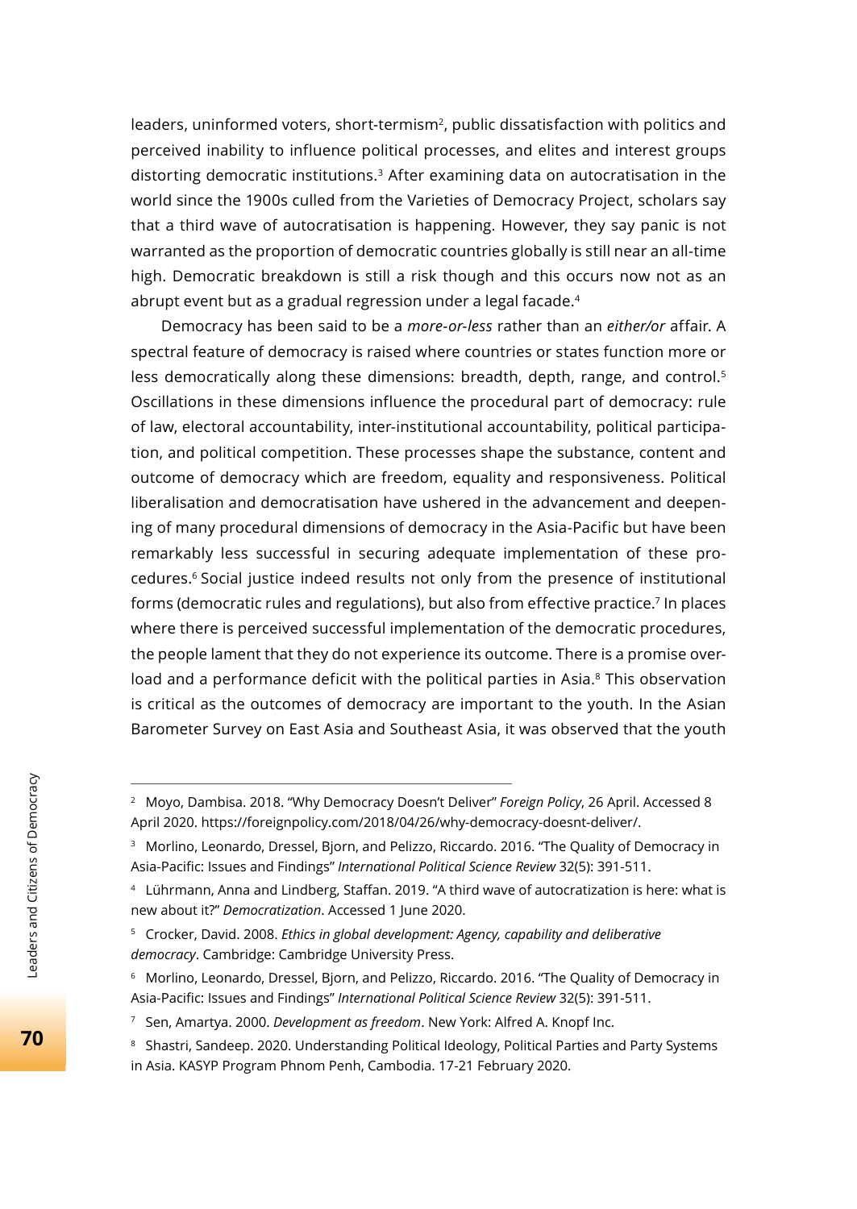leaders, uninformed voters, short-termism[2], public dissatisfaction with politics and perceived inability to influence political processes, and elites and interest groups distorting democratic institutions.[3] After examining data on autocratisation in the world since the 1900s culled from the Varieties of Democracy Project, scholars say that a third wave of autocratisation is happening. However, they say panic is not warranted as the proportion of democratic countries globally is still near an all-time high. Democratic breakdown is still a risk though and this occurs now not as an abrupt event but as a gradual regression under a legal facade.[4]

Democracy has been said to be a *more-or-less* rather than an *either/or* affair. A spectral feature of democracy is raised where countries or states function more or less democratically along these dimensions: breadth, depth, range, and control.[5] Oscillations in these dimensions influence the procedural part of democracy: rule of law, electoral accountability, inter-institutional accountability, political participation, and political competition. These processes shape the substance, content and outcome of democracy which are freedom, equality and responsiveness. Political liberalisation and democratisation have ushered in the advancement and deepening of many procedural dimensions of democracy in the Asia-Pacific but have been remarkably less successful in securing adequate implementation of these procedures.[6] Social justice indeed results not only from the presence of institutional forms (democratic rules and regulations), but also from effective practice.[7] In places where there is perceived successful implementation of the democratic procedures, the people lament that they do not experience its outcome. There is a promise overload and a performance deficit with the political parties in Asia.[8] This observation is critical as the outcomes of democracy are important to the youth. In the Asian Barometer Survey on East Asia and Southeast Asia, it was observed that the youth

---

[2] Moyo, Dambisa. 2018. "Why Democracy Doesn't Deliver" *Foreign Policy*, 26 April. Accessed 8 April 2020. https://foreignpolicy.com/2018/04/26/why-democracy-doesnt-deliver/.

[3] Morlino, Leonardo, Dressel, Bjorn, and Pelizzo, Riccardo. 2016. "The Quality of Democracy in Asia-Pacific: Issues and Findings" *International Political Science Review* 32(5): 391-511.

[4] Lührmann, Anna and Lindberg, Staffan. 2019. "A third wave of autocratization is here: what is new about it?" *Democratization*. Accessed 1 June 2020.

[5] Crocker, David. 2008. *Ethics in global development: Agency, capability and deliberative democracy*. Cambridge: Cambridge University Press.

[6] Morlino, Leonardo, Dressel, Bjorn, and Pelizzo, Riccardo. 2016. "The Quality of Democracy in Asia-Pacific: Issues and Findings" *International Political Science Review* 32(5): 391-511.

[7] Sen, Amartya. 2000. *Development as freedom*. New York: Alfred A. Knopf Inc.

[8] Shastri, Sandeep. 2020. Understanding Political Ideology, Political Parties and Party Systems in Asia. KASYP Program Phnom Penh, Cambodia. 17-21 February 2020.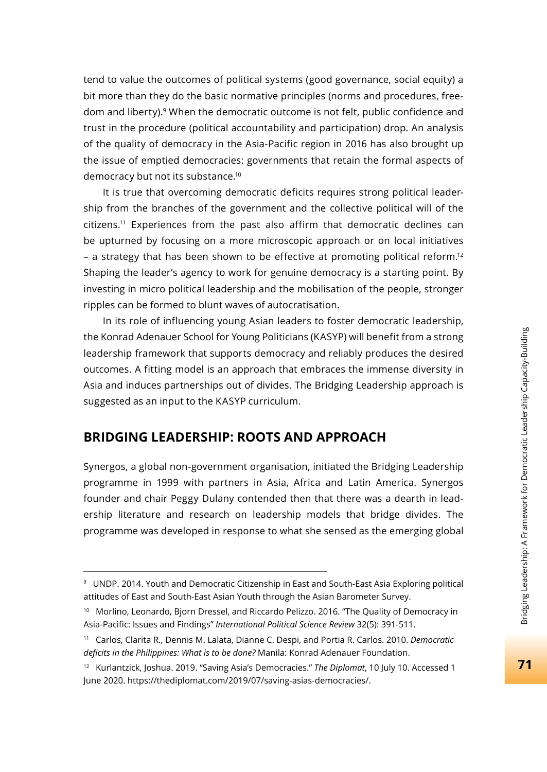tend to value the outcomes of political systems (good governance, social equity) a bit more than they do the basic normative principles (norms and procedures, freedom and liberty).[9] When the democratic outcome is not felt, public confidence and trust in the procedure (political accountability and participation) drop. An analysis of the quality of democracy in the Asia-Pacific region in 2016 has also brought up the issue of emptied democracies: governments that retain the formal aspects of democracy but not its substance.[10]

It is true that overcoming democratic deficits requires strong political leadership from the branches of the government and the collective political will of the citizens.[11] Experiences from the past also affirm that democratic declines can be upturned by focusing on a more microscopic approach or on local initiatives – a strategy that has been shown to be effective at promoting political reform.[12] Shaping the leader's agency to work for genuine democracy is a starting point. By investing in micro political leadership and the mobilisation of the people, stronger ripples can be formed to blunt waves of autocratisation.

In its role of influencing young Asian leaders to foster democratic leadership, the Konrad Adenauer School for Young Politicians (KASYP) will benefit from a strong leadership framework that supports democracy and reliably produces the desired outcomes. A fitting model is an approach that embraces the immense diversity in Asia and induces partnerships out of divides. The Bridging Leadership approach is suggested as an input to the KASYP curriculum.

## BRIDGING LEADERSHIP: ROOTS AND APPROACH

Synergos, a global non-government organisation, initiated the Bridging Leadership programme in 1999 with partners in Asia, Africa and Latin America. Synergos founder and chair Peggy Dulany contended then that there was a dearth in leadership literature and research on leadership models that bridge divides. The programme was developed in response to what she sensed as the emerging global

---

[9] UNDP. 2014. Youth and Democratic Citizenship in East and South-East Asia Exploring political attitudes of East and South-East Asian Youth through the Asian Barometer Survey.

[10] Morlino, Leonardo, Bjorn Dressel, and Riccardo Pelizzo. 2016. "The Quality of Democracy in Asia-Pacific: Issues and Findings" *International Political Science Review* 32(5): 391-511.

[11] Carlos, Clarita R., Dennis M. Lalata, Dianne C. Despi, and Portia R. Carlos. 2010. *Democratic deficits in the Philippines: What is to be done?* Manila: Konrad Adenauer Foundation.

[12] Kurlantzick, Joshua. 2019. "Saving Asia's Democracies." *The Diplomat*, 10 July 10. Accessed 1 June 2020. https://thediplomat.com/2019/07/saving-asias-democracies/.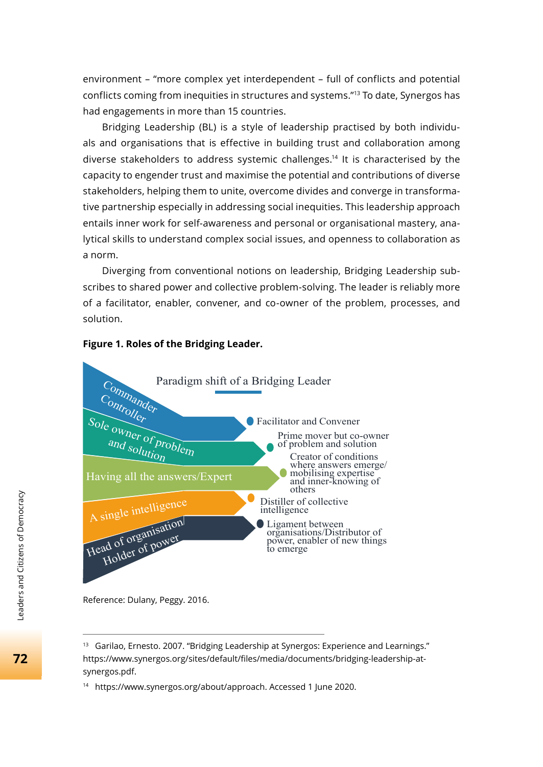environment – "more complex yet interdependent – full of conflicts and potential conflicts coming from inequities in structures and systems."[13] To date, Synergos has had engagements in more than 15 countries.

Bridging Leadership (BL) is a style of leadership practised by both individuals and organisations that is effective in building trust and collaboration among diverse stakeholders to address systemic challenges.[14] It is characterised by the capacity to engender trust and maximise the potential and contributions of diverse stakeholders, helping them to unite, overcome divides and converge in transformative partnership especially in addressing social inequities. This leadership approach entails inner work for self-awareness and personal or organisational mastery, analytical skills to understand complex social issues, and openness to collaboration as a norm.

Diverging from conventional notions on leadership, Bridging Leadership subscribes to shared power and collective problem-solving. The leader is reliably more of a facilitator, enabler, convener, and co-owner of the problem, processes, and solution.

**Figure 1. Roles of the Bridging Leader.**

Paradigm shift of a Bridging Leader

| From | To |
| --- | --- |
| Commander Controller | Facilitator and Convener |
| Sole owner of problem and solution | Prime mover but co-owner of problem and solution |
| Having all the answers/Expert | Creator of conditions where answers emerge/ mobilising expertise and inner-knowing of others |
| A single intelligence | Distiller of collective intelligence |
| Head of organisation/ Holder of power | Ligament between organisations/Distributor of power, enabler of new things to emerge |

Reference: Dulany, Peggy. 2016.

---

[13] Garilao, Ernesto. 2007. "Bridging Leadership at Synergos: Experience and Learnings." https://www.synergos.org/sites/default/files/media/documents/bridging-leadership-at-synergos.pdf.

[14] https://www.synergos.org/about/approach. Accessed 1 June 2020.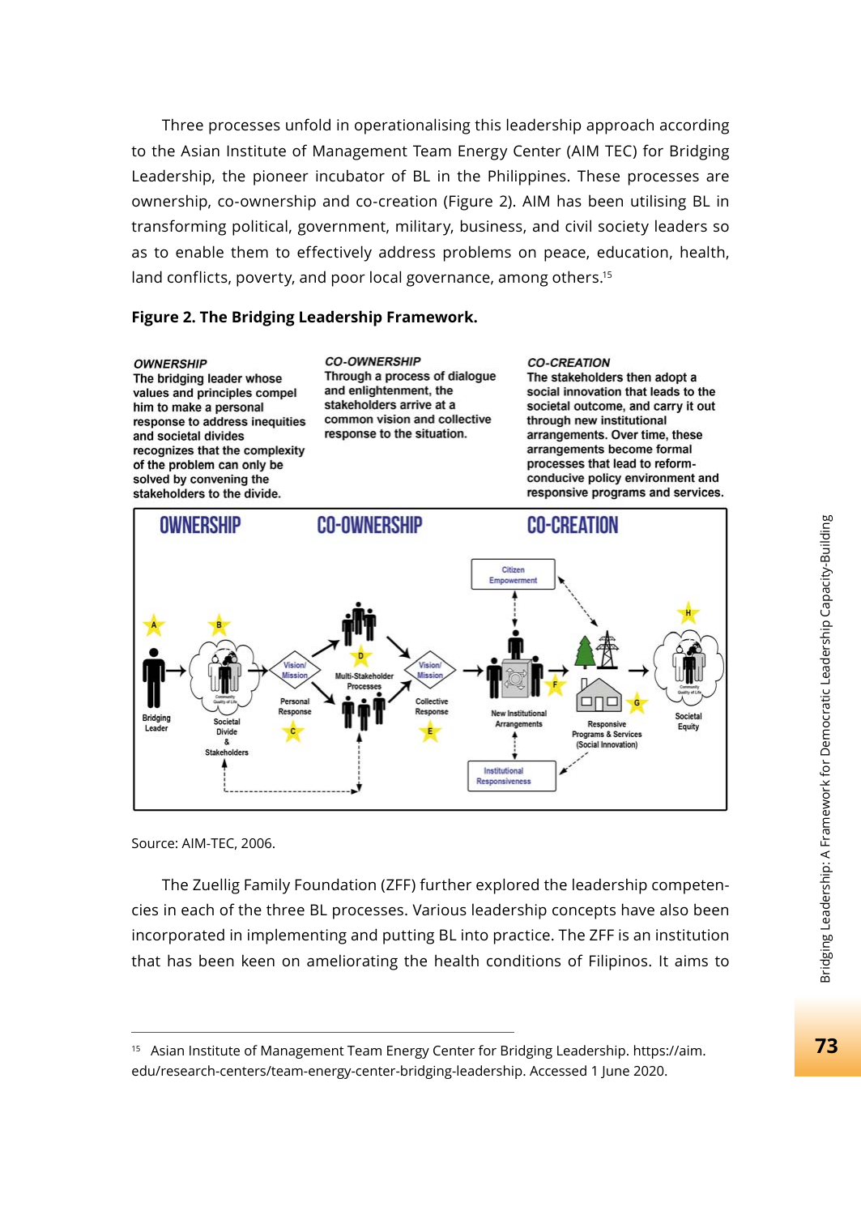Three processes unfold in operationalising this leadership approach according to the Asian Institute of Management Team Energy Center (AIM TEC) for Bridging Leadership, the pioneer incubator of BL in the Philippines. These processes are ownership, co-ownership and co-creation (Figure 2). AIM has been utilising BL in transforming political, government, military, business, and civil society leaders so as to enable them to effectively address problems on peace, education, health, land conflicts, poverty, and poor local governance, among others.[15]

**Figure 2. The Bridging Leadership Framework.**

***OWNERSHIP***
**The bridging leader whose values and principles compel him to make a personal response to address inequities and societal divides recognizes that the complexity of the problem can only be solved by convening the stakeholders to the divide.**

***CO-OWNERSHIP***
**Through a process of dialogue and enlightenment, the stakeholders arrive at a common vision and collective response to the situation.**

***CO-CREATION***
**The stakeholders then adopt a social innovation that leads to the societal outcome, and carry it out through new institutional arrangements. Over time, these arrangements become formal processes that lead to reform-conducive policy environment and responsive programs and services.**

OWNERSHIP — CO-OWNERSHIP — CO-CREATION

Bridging Leader (A) → Societal Divide & Stakeholders (B) → Vision/Mission, Personal Response (C) → Multi-Stakeholder Processes (D) → Vision/Mission, Collective Response (E) → New Institutional Arrangements (F) → Responsive Programs & Services (Social Innovation) (G) → Societal Equity (H)

Citizen Empowerment; Institutional Responsiveness

Source: AIM-TEC, 2006.

The Zuellig Family Foundation (ZFF) further explored the leadership competencies in each of the three BL processes. Various leadership concepts have also been incorporated in implementing and putting BL into practice. The ZFF is an institution that has been keen on ameliorating the health conditions of Filipinos. It aims to

---

[15] Asian Institute of Management Team Energy Center for Bridging Leadership. https://aim.edu/research-centers/team-energy-center-bridging-leadership. Accessed 1 June 2020.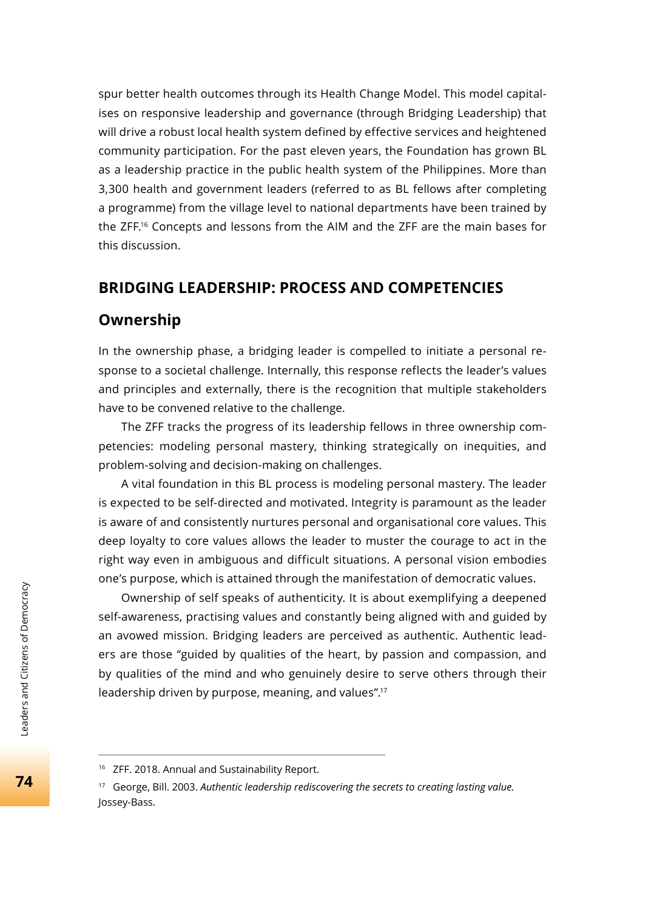spur better health outcomes through its Health Change Model. This model capitalises on responsive leadership and governance (through Bridging Leadership) that will drive a robust local health system defined by effective services and heightened community participation. For the past eleven years, the Foundation has grown BL as a leadership practice in the public health system of the Philippines. More than 3,300 health and government leaders (referred to as BL fellows after completing a programme) from the village level to national departments have been trained by the ZFF.[16] Concepts and lessons from the AIM and the ZFF are the main bases for this discussion.

## BRIDGING LEADERSHIP: PROCESS AND COMPETENCIES

### Ownership

In the ownership phase, a bridging leader is compelled to initiate a personal response to a societal challenge. Internally, this response reflects the leader's values and principles and externally, there is the recognition that multiple stakeholders have to be convened relative to the challenge.

The ZFF tracks the progress of its leadership fellows in three ownership competencies: modeling personal mastery, thinking strategically on inequities, and problem-solving and decision-making on challenges.

A vital foundation in this BL process is modeling personal mastery. The leader is expected to be self-directed and motivated. Integrity is paramount as the leader is aware of and consistently nurtures personal and organisational core values. This deep loyalty to core values allows the leader to muster the courage to act in the right way even in ambiguous and difficult situations. A personal vision embodies one's purpose, which is attained through the manifestation of democratic values.

Ownership of self speaks of authenticity. It is about exemplifying a deepened self-awareness, practising values and constantly being aligned with and guided by an avowed mission. Bridging leaders are perceived as authentic. Authentic leaders are those "guided by qualities of the heart, by passion and compassion, and by qualities of the mind and who genuinely desire to serve others through their leadership driven by purpose, meaning, and values".[17]

---

[16] ZFF. 2018. Annual and Sustainability Report.

[17] George, Bill. 2003. *Authentic leadership rediscovering the secrets to creating lasting value.* Jossey-Bass.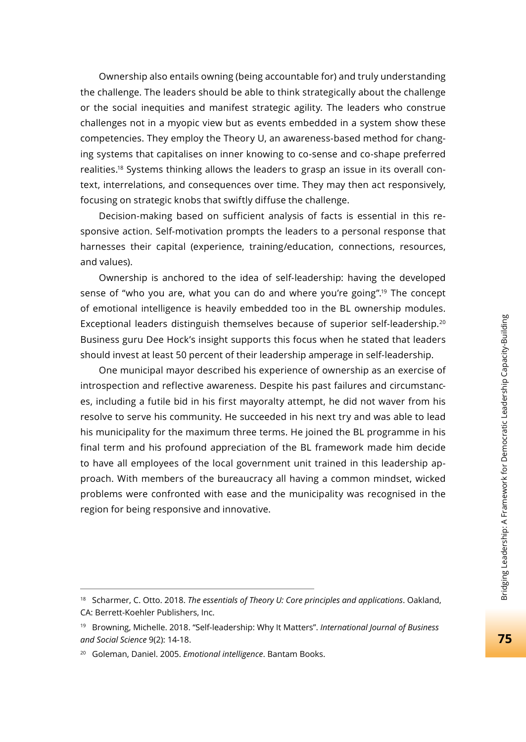Ownership also entails owning (being accountable for) and truly understanding the challenge. The leaders should be able to think strategically about the challenge or the social inequities and manifest strategic agility. The leaders who construe challenges not in a myopic view but as events embedded in a system show these competencies. They employ the Theory U, an awareness-based method for changing systems that capitalises on inner knowing to co-sense and co-shape preferred realities.[18] Systems thinking allows the leaders to grasp an issue in its overall context, interrelations, and consequences over time. They may then act responsively, focusing on strategic knobs that swiftly diffuse the challenge.

Decision-making based on sufficient analysis of facts is essential in this responsive action. Self-motivation prompts the leaders to a personal response that harnesses their capital (experience, training/education, connections, resources, and values).

Ownership is anchored to the idea of self-leadership: having the developed sense of "who you are, what you can do and where you're going".[19] The concept of emotional intelligence is heavily embedded too in the BL ownership modules. Exceptional leaders distinguish themselves because of superior self-leadership.[20] Business guru Dee Hock's insight supports this focus when he stated that leaders should invest at least 50 percent of their leadership amperage in self-leadership.

One municipal mayor described his experience of ownership as an exercise of introspection and reflective awareness. Despite his past failures and circumstances, including a futile bid in his first mayoralty attempt, he did not waver from his resolve to serve his community. He succeeded in his next try and was able to lead his municipality for the maximum three terms. He joined the BL programme in his final term and his profound appreciation of the BL framework made him decide to have all employees of the local government unit trained in this leadership approach. With members of the bureaucracy all having a common mindset, wicked problems were confronted with ease and the municipality was recognised in the region for being responsive and innovative.

---

[18] Scharmer, C. Otto. 2018. *The essentials of Theory U: Core principles and applications*. Oakland, CA: Berrett-Koehler Publishers, Inc.

[19] Browning, Michelle. 2018. "Self-leadership: Why It Matters". *International Journal of Business and Social Science* 9(2): 14-18.

[20] Goleman, Daniel. 2005. *Emotional intelligence*. Bantam Books.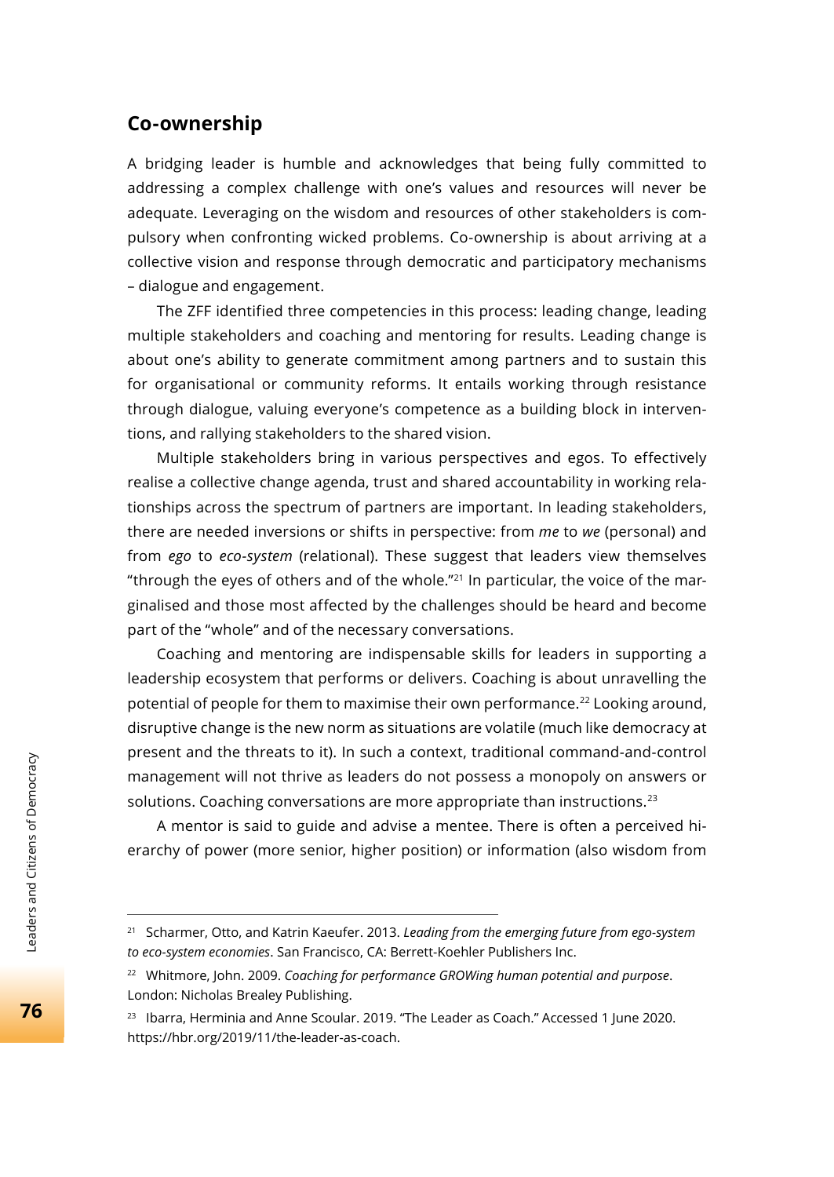## Co-ownership

A bridging leader is humble and acknowledges that being fully committed to addressing a complex challenge with one's values and resources will never be adequate. Leveraging on the wisdom and resources of other stakeholders is compulsory when confronting wicked problems. Co-ownership is about arriving at a collective vision and response through democratic and participatory mechanisms – dialogue and engagement.

The ZFF identified three competencies in this process: leading change, leading multiple stakeholders and coaching and mentoring for results. Leading change is about one's ability to generate commitment among partners and to sustain this for organisational or community reforms. It entails working through resistance through dialogue, valuing everyone's competence as a building block in interventions, and rallying stakeholders to the shared vision.

Multiple stakeholders bring in various perspectives and egos. To effectively realise a collective change agenda, trust and shared accountability in working relationships across the spectrum of partners are important. In leading stakeholders, there are needed inversions or shifts in perspective: from *me* to *we* (personal) and from *ego* to *eco-system* (relational). These suggest that leaders view themselves "through the eyes of others and of the whole."[21] In particular, the voice of the marginalised and those most affected by the challenges should be heard and become part of the "whole" and of the necessary conversations.

Coaching and mentoring are indispensable skills for leaders in supporting a leadership ecosystem that performs or delivers. Coaching is about unravelling the potential of people for them to maximise their own performance.[22] Looking around, disruptive change is the new norm as situations are volatile (much like democracy at present and the threats to it). In such a context, traditional command-and-control management will not thrive as leaders do not possess a monopoly on answers or solutions. Coaching conversations are more appropriate than instructions.[23]

A mentor is said to guide and advise a mentee. There is often a perceived hierarchy of power (more senior, higher position) or information (also wisdom from

---

[21] Scharmer, Otto, and Katrin Kaeufer. 2013. *Leading from the emerging future from ego-system to eco-system economies*. San Francisco, CA: Berrett-Koehler Publishers Inc.

[22] Whitmore, John. 2009. *Coaching for performance GROWing human potential and purpose*. London: Nicholas Brealey Publishing.

[23] Ibarra, Herminia and Anne Scoular. 2019. "The Leader as Coach." Accessed 1 June 2020. https://hbr.org/2019/11/the-leader-as-coach.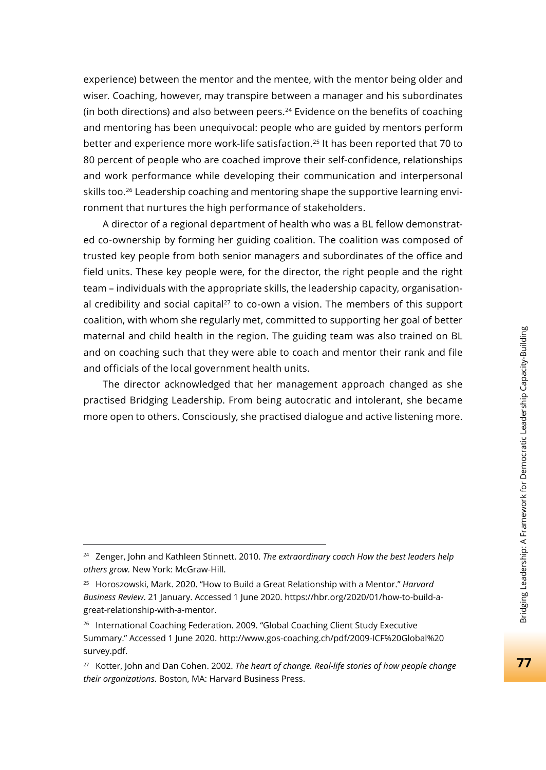experience) between the mentor and the mentee, with the mentor being older and wiser. Coaching, however, may transpire between a manager and his subordinates (in both directions) and also between peers.[24] Evidence on the benefits of coaching and mentoring has been unequivocal: people who are guided by mentors perform better and experience more work-life satisfaction.[25] It has been reported that 70 to 80 percent of people who are coached improve their self-confidence, relationships and work performance while developing their communication and interpersonal skills too.[26] Leadership coaching and mentoring shape the supportive learning environment that nurtures the high performance of stakeholders.

A director of a regional department of health who was a BL fellow demonstrated co-ownership by forming her guiding coalition. The coalition was composed of trusted key people from both senior managers and subordinates of the office and field units. These key people were, for the director, the right people and the right team – individuals with the appropriate skills, the leadership capacity, organisational credibility and social capital[27] to co-own a vision. The members of this support coalition, with whom she regularly met, committed to supporting her goal of better maternal and child health in the region. The guiding team was also trained on BL and on coaching such that they were able to coach and mentor their rank and file and officials of the local government health units.

The director acknowledged that her management approach changed as she practised Bridging Leadership. From being autocratic and intolerant, she became more open to others. Consciously, she practised dialogue and active listening more.

---

[24] Zenger, John and Kathleen Stinnett. 2010. *The extraordinary coach How the best leaders help others grow.* New York: McGraw-Hill.

[25] Horoszowski, Mark. 2020. "How to Build a Great Relationship with a Mentor." *Harvard Business Review*. 21 January. Accessed 1 June 2020. https://hbr.org/2020/01/how-to-build-a-great-relationship-with-a-mentor.

[26] International Coaching Federation. 2009. "Global Coaching Client Study Executive Summary." Accessed 1 June 2020. http://www.gos-coaching.ch/pdf/2009-ICF%20Global%20survey.pdf.

[27] Kotter, John and Dan Cohen. 2002. *The heart of change. Real-life stories of how people change their organizations*. Boston, MA: Harvard Business Press.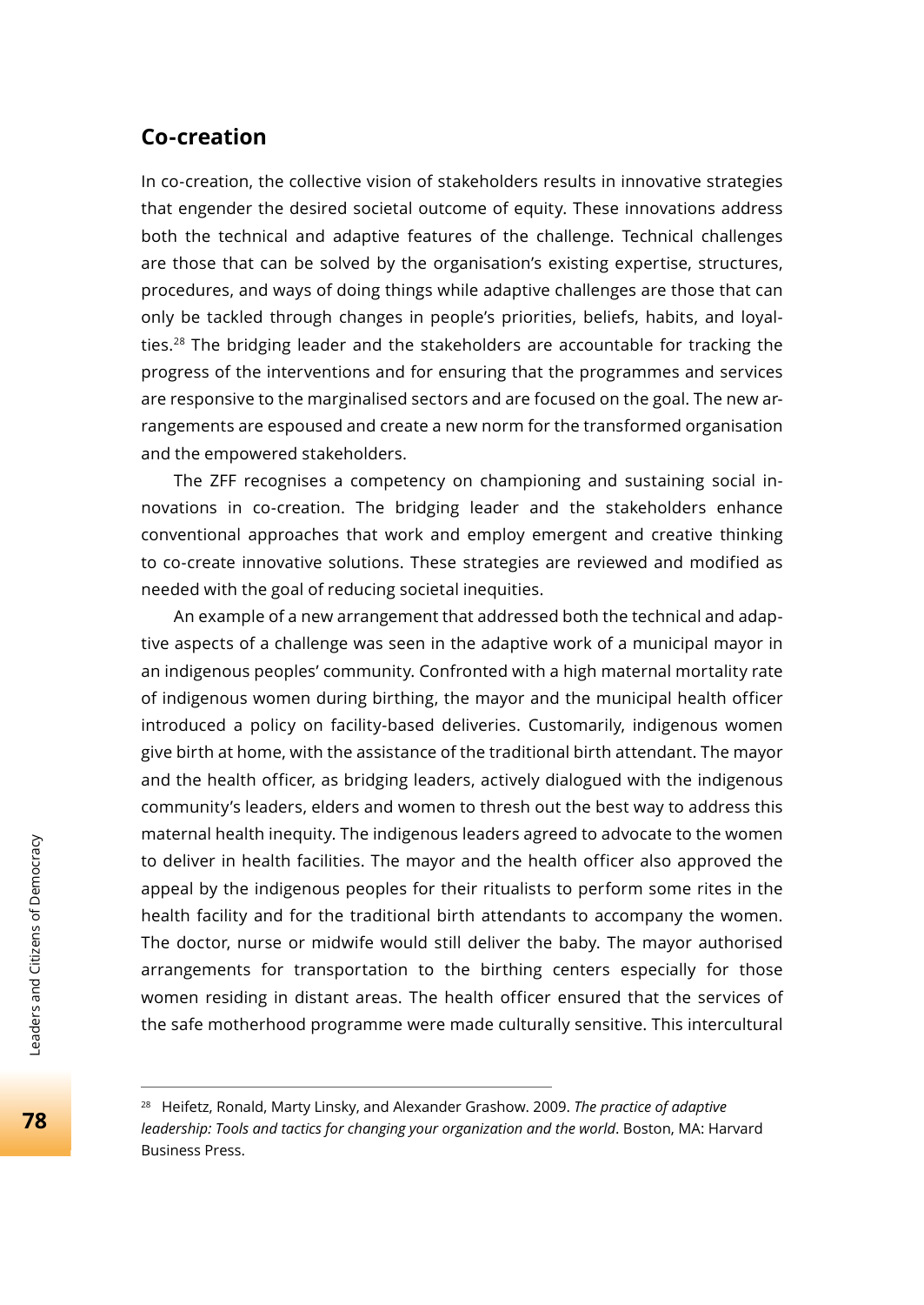## Co-creation

In co-creation, the collective vision of stakeholders results in innovative strategies that engender the desired societal outcome of equity. These innovations address both the technical and adaptive features of the challenge. Technical challenges are those that can be solved by the organisation's existing expertise, structures, procedures, and ways of doing things while adaptive challenges are those that can only be tackled through changes in people's priorities, beliefs, habits, and loyalties.[28] The bridging leader and the stakeholders are accountable for tracking the progress of the interventions and for ensuring that the programmes and services are responsive to the marginalised sectors and are focused on the goal. The new arrangements are espoused and create a new norm for the transformed organisation and the empowered stakeholders.

The ZFF recognises a competency on championing and sustaining social innovations in co-creation. The bridging leader and the stakeholders enhance conventional approaches that work and employ emergent and creative thinking to co-create innovative solutions. These strategies are reviewed and modified as needed with the goal of reducing societal inequities.

An example of a new arrangement that addressed both the technical and adaptive aspects of a challenge was seen in the adaptive work of a municipal mayor in an indigenous peoples' community. Confronted with a high maternal mortality rate of indigenous women during birthing, the mayor and the municipal health officer introduced a policy on facility-based deliveries. Customarily, indigenous women give birth at home, with the assistance of the traditional birth attendant. The mayor and the health officer, as bridging leaders, actively dialogued with the indigenous community's leaders, elders and women to thresh out the best way to address this maternal health inequity. The indigenous leaders agreed to advocate to the women to deliver in health facilities. The mayor and the health officer also approved the appeal by the indigenous peoples for their ritualists to perform some rites in the health facility and for the traditional birth attendants to accompany the women. The doctor, nurse or midwife would still deliver the baby. The mayor authorised arrangements for transportation to the birthing centers especially for those women residing in distant areas. The health officer ensured that the services of the safe motherhood programme were made culturally sensitive. This intercultural

---

[28] Heifetz, Ronald, Marty Linsky, and Alexander Grashow. 2009. *The practice of adaptive leadership: Tools and tactics for changing your organization and the world*. Boston, MA: Harvard Business Press.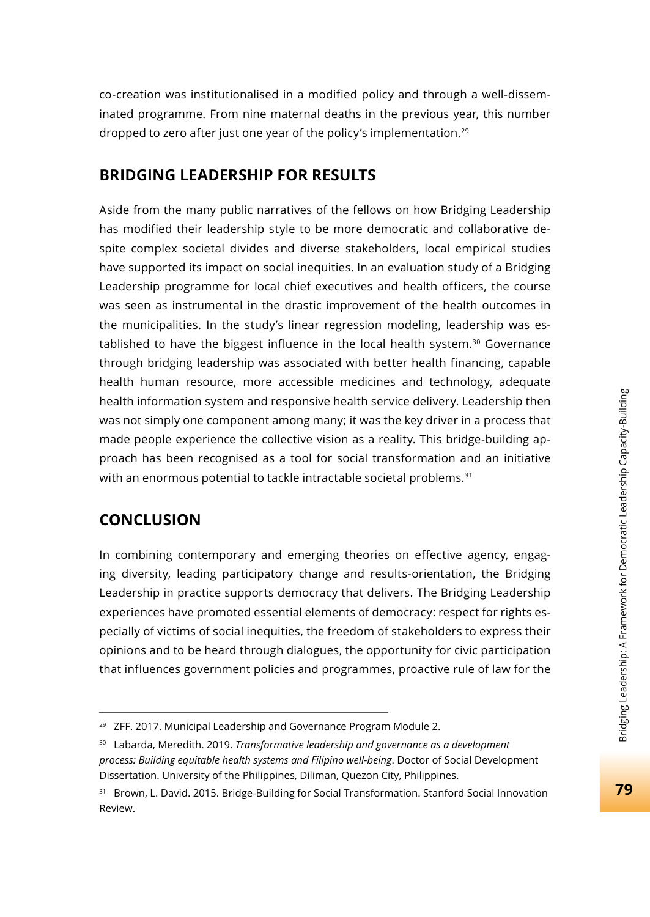co-creation was institutionalised in a modified policy and through a well-disseminated programme. From nine maternal deaths in the previous year, this number dropped to zero after just one year of the policy's implementation.[29]

## BRIDGING LEADERSHIP FOR RESULTS

Aside from the many public narratives of the fellows on how Bridging Leadership has modified their leadership style to be more democratic and collaborative despite complex societal divides and diverse stakeholders, local empirical studies have supported its impact on social inequities. In an evaluation study of a Bridging Leadership programme for local chief executives and health officers, the course was seen as instrumental in the drastic improvement of the health outcomes in the municipalities. In the study's linear regression modeling, leadership was established to have the biggest influence in the local health system.[30] Governance through bridging leadership was associated with better health financing, capable health human resource, more accessible medicines and technology, adequate health information system and responsive health service delivery. Leadership then was not simply one component among many; it was the key driver in a process that made people experience the collective vision as a reality. This bridge-building approach has been recognised as a tool for social transformation and an initiative with an enormous potential to tackle intractable societal problems.[31]

## CONCLUSION

In combining contemporary and emerging theories on effective agency, engaging diversity, leading participatory change and results-orientation, the Bridging Leadership in practice supports democracy that delivers. The Bridging Leadership experiences have promoted essential elements of democracy: respect for rights especially of victims of social inequities, the freedom of stakeholders to express their opinions and to be heard through dialogues, the opportunity for civic participation that influences government policies and programmes, proactive rule of law for the

---

[29] ZFF. 2017. Municipal Leadership and Governance Program Module 2.

[30] Labarda, Meredith. 2019. *Transformative leadership and governance as a development process: Building equitable health systems and Filipino well-being*. Doctor of Social Development Dissertation. University of the Philippines, Diliman, Quezon City, Philippines.

[31] Brown, L. David. 2015. Bridge-Building for Social Transformation. Stanford Social Innovation Review.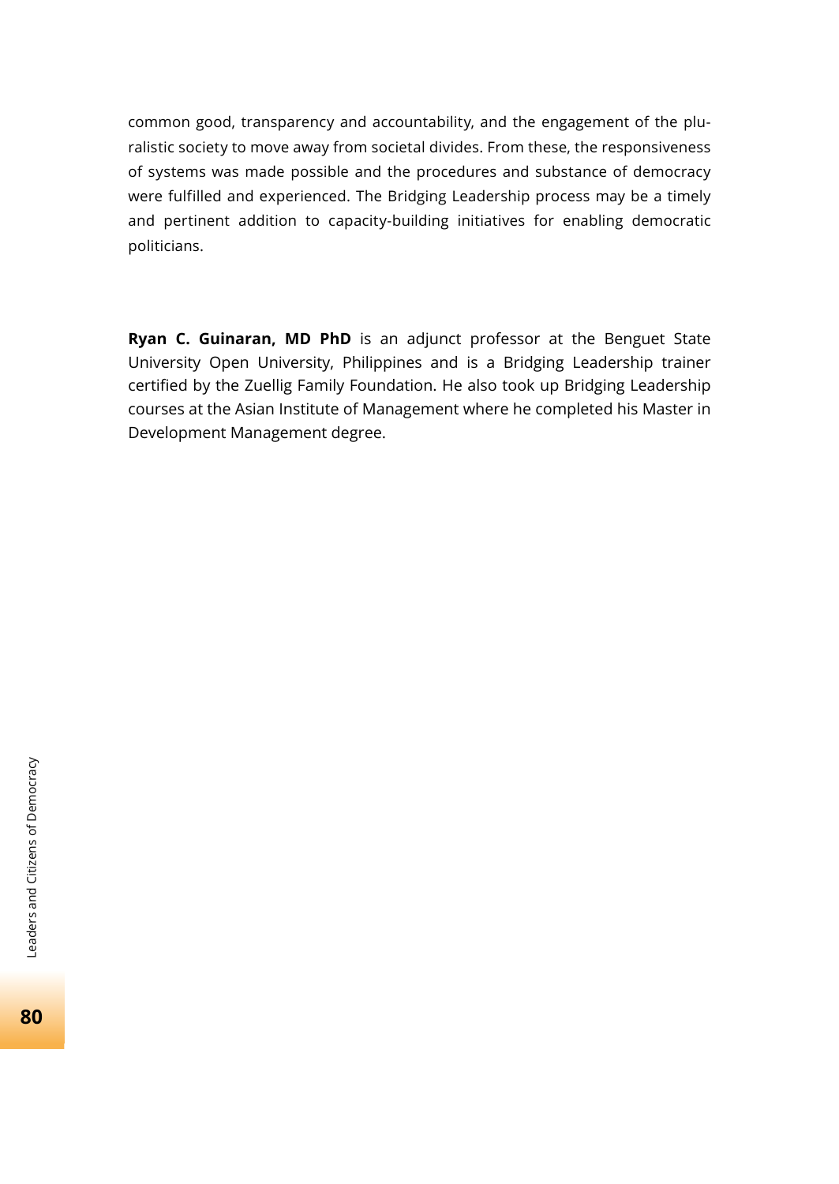common good, transparency and accountability, and the engagement of the pluralistic society to move away from societal divides. From these, the responsiveness of systems was made possible and the procedures and substance of democracy were fulfilled and experienced. The Bridging Leadership process may be a timely and pertinent addition to capacity-building initiatives for enabling democratic politicians.

**Ryan C. Guinaran, MD PhD** is an adjunct professor at the Benguet State University Open University, Philippines and is a Bridging Leadership trainer certified by the Zuellig Family Foundation. He also took up Bridging Leadership courses at the Asian Institute of Management where he completed his Master in Development Management degree.